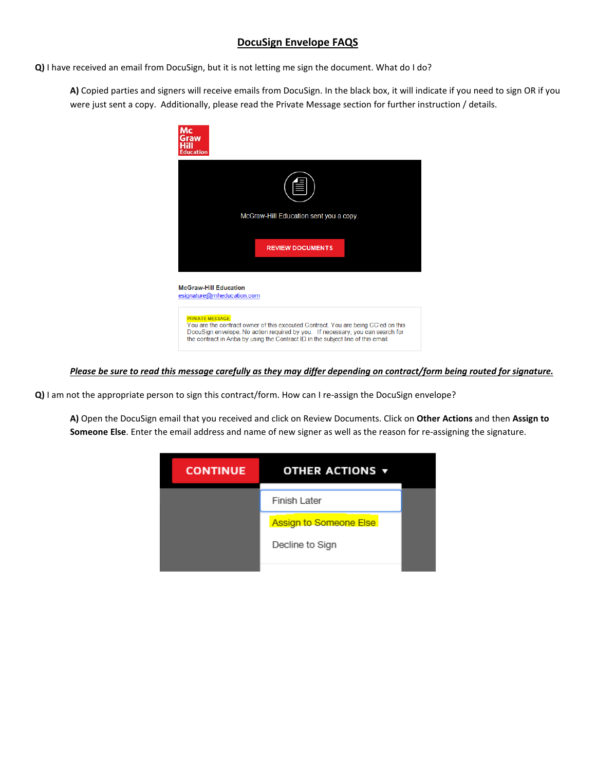# DocuSign Envelope FAQS

**Q)** I have received an email from DocuSign, but it is not letting me sign the document. What do I do?

> **A)** Copied parties and signers will receive emails from DocuSign. In the black box, it will indicate if you need to sign OR if you were just sent a copy. Additionally, please read the Private Message section for further instruction / details.

***Please be sure to read this message carefully as they may differ depending on contract/form being routed for signature.***

**Q)** I am not the appropriate person to sign this contract/form. How can I re-assign the DocuSign envelope?

> **A)** Open the DocuSign email that you received and click on Review Documents. Click on **Other Actions** and then **Assign to Someone Else**. Enter the email address and name of new signer as well as the reason for re-assigning the signature.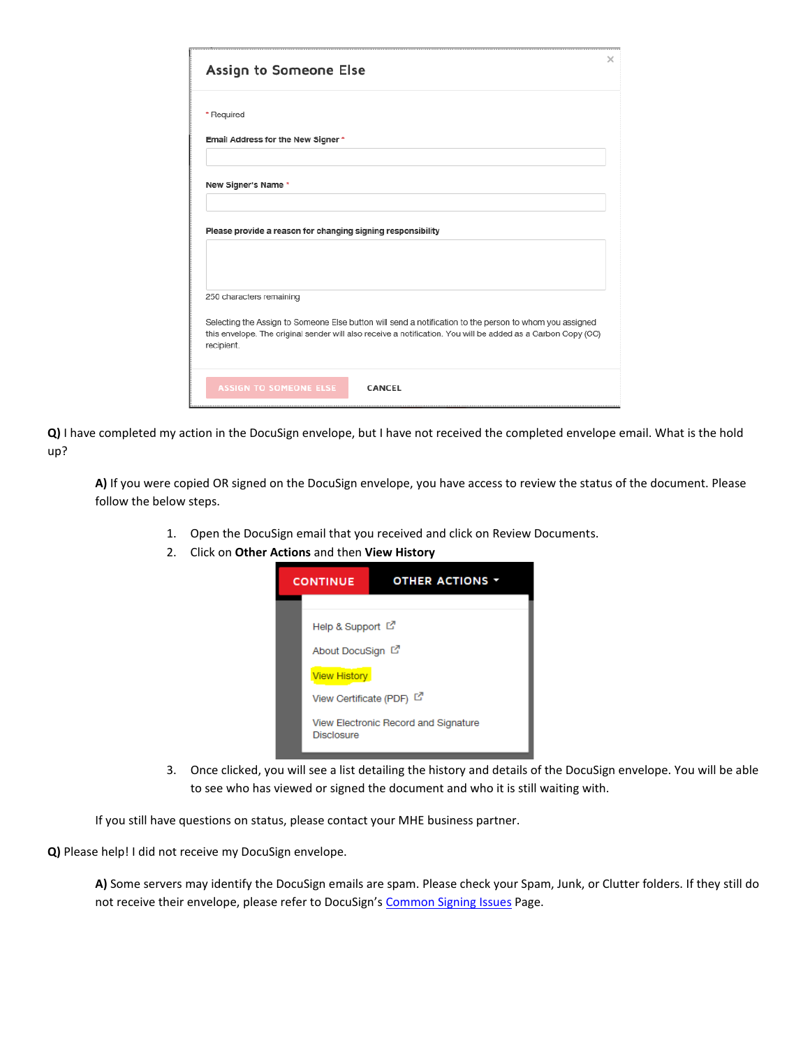Assign to Someone Else

* Required

Email Address for the New Signer *

New Signer's Name *

Please provide a reason for changing signing responsibility

250 characters remaining

Selecting the Assign to Someone Else button will send a notification to the person to whom you assigned this envelope. The original sender will also receive a notification. You will be added as a Carbon Copy (CC) recipient.

ASSIGN TO SOMEONE ELSE CANCEL

**Q)** I have completed my action in the DocuSign envelope, but I have not received the completed envelope email. What is the hold up?

> **A)** If you were copied OR signed on the DocuSign envelope, you have access to review the status of the document. Please follow the below steps.
>
> 1. Open the DocuSign email that you received and click on Review Documents.
> 2. Click on **Other Actions** and then **View History**
>
>    CONTINUE OTHER ACTIONS
>
>    Help & Support
>
>    About DocuSign
>
>    View History
>
>    View Certificate (PDF)
>
>    View Electronic Record and Signature Disclosure
>
> 3. Once clicked, you will see a list detailing the history and details of the DocuSign envelope. You will be able to see who has viewed or signed the document and who it is still waiting with.
>
> If you still have questions on status, please contact your MHE business partner.

**Q)** Please help! I did not receive my DocuSign envelope.

> **A)** Some servers may identify the DocuSign emails are spam. Please check your Spam, Junk, or Clutter folders. If they still do not receive their envelope, please refer to DocuSign's [Common Signing Issues] Page.